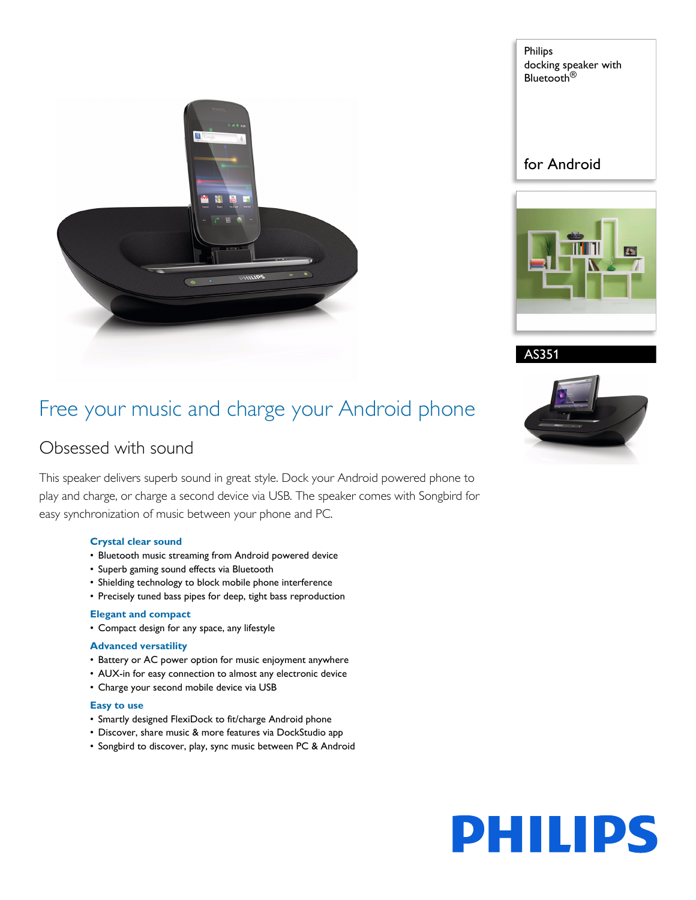Philips
docking speaker with
Bluetooth®

for Android

AS351

# Free your music and charge your Android phone

## Obsessed with sound

This speaker delivers superb sound in great style. Dock your Android powered phone to play and charge, or charge a second device via USB. The speaker comes with Songbird for easy synchronization of music between your phone and PC.

### Crystal clear sound
- Bluetooth music streaming from Android powered device
- Superb gaming sound effects via Bluetooth
- Shielding technology to block mobile phone interference
- Precisely tuned bass pipes for deep, tight bass reproduction

### Elegant and compact
- Compact design for any space, any lifestyle

### Advanced versatility
- Battery or AC power option for music enjoyment anywhere
- AUX-in for easy connection to almost any electronic device
- Charge your second mobile device via USB

### Easy to use
- Smartly designed FlexiDock to fit/charge Android phone
- Discover, share music & more features via DockStudio app
- Songbird to discover, play, sync music between PC & Android

PHILIPS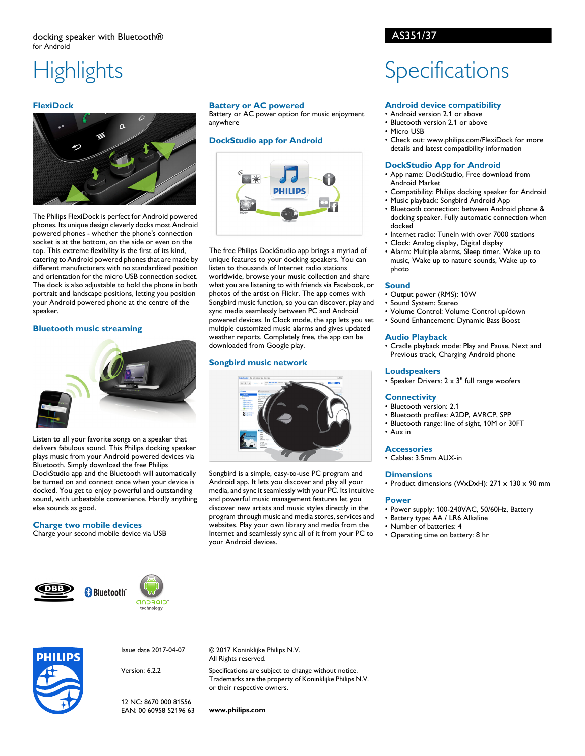docking speaker with Bluetooth®
for Android

AS351/37

# Highlights

## FlexiDock

The Philips FlexiDock is perfect for Android powered phones. Its unique design cleverly docks most Android powered phones - whether the phone's connection socket is at the bottom, on the side or even on the top. This extreme flexibility is the first of its kind, catering to Android powered phones that are made by different manufacturers with no standardized position and orientation for the micro USB connection socket. The dock is also adjustable to hold the phone in both portrait and landscape positions, letting you position your Android powered phone at the centre of the speaker.

## Bluetooth music streaming

Listen to all your favorite songs on a speaker that delivers fabulous sound. This Philips docking speaker plays music from your Android powered devices via Bluetooth. Simply download the free Philips DockStudio app and the Bluetooth will automatically be turned on and connect once when your device is docked. You get to enjoy powerful and outstanding sound, with unbeatable convenience. Hardly anything else sounds as good.

## Charge two mobile devices

Charge your second mobile device via USB

## Battery or AC powered

Battery or AC power option for music enjoyment anywhere

## DockStudio app for Android

The free Philips DockStudio app brings a myriad of unique features to your docking speakers. You can listen to thousands of Internet radio stations worldwide, browse your music collection and share what you are listening to with friends via Facebook, or photos of the artist on Flickr. The app comes with Songbird music function, so you can discover, play and sync media seamlessly between PC and Android powered devices. In Clock mode, the app lets you set multiple customized music alarms and gives updated weather reports. Completely free, the app can be downloaded from Google play.

## Songbird music network

Songbird is a simple, easy-to-use PC program and Android app. It lets you discover and play all your media, and sync it seamlessly with your PC. Its intuitive and powerful music management features let you discover new artists and music styles directly in the program through music and media stores, services and websites. Play your own library and media from the Internet and seamlessly sync all of it from your PC to your Android devices.

# Specifications

## Android device compatibility

- Android version 2.1 or above
- Bluetooth version 2.1 or above
- Micro USB
- Check out: www.philips.com/FlexiDock for more details and latest compatibility information

## DockStudio App for Android

- App name: DockStudio, Free download from Android Market
- Compatibility: Philips docking speaker for Android
- Music playback: Songbird Android App
- Bluetooth connection: between Android phone & docking speaker. Fully automatic connection when docked
- Internet radio: TuneIn with over 7000 stations
- Clock: Analog display, Digital display
- Alarm: Multiple alarms, Sleep timer, Wake up to music, Wake up to nature sounds, Wake up to photo

## Sound

- Output power (RMS): 10W
- Sound System: Stereo
- Volume Control: Volume Control up/down
- Sound Enhancement: Dynamic Bass Boost

## Audio Playback

- Cradle playback mode: Play and Pause, Next and Previous track, Charging Android phone

## Loudspeakers

- Speaker Drivers: 2 x 3" full range woofers

## Connectivity

- Bluetooth version: 2.1
- Bluetooth profiles: A2DP, AVRCP, SPP
- Bluetooth range: line of sight, 10M or 30FT
- Aux in

## Accessories

- Cables: 3.5mm AUX-in

## Dimensions

- Product dimensions (WxDxH): 271 x 130 x 90 mm

## Power

- Power supply: 100-240VAC, 50/60Hz, Battery
- Battery type: AA / LR6 Alkaline
- Number of batteries: 4
- Operating time on battery: 8 hr

Issue date 2017-04-07

Version: 6.2.2

12 NC: 8670 000 81556
EAN: 00 60958 52196 63

© 2017 Koninklijke Philips N.V.
All Rights reserved.

Specifications are subject to change without notice. Trademarks are the property of Koninklijke Philips N.V. or their respective owners.

**www.philips.com**